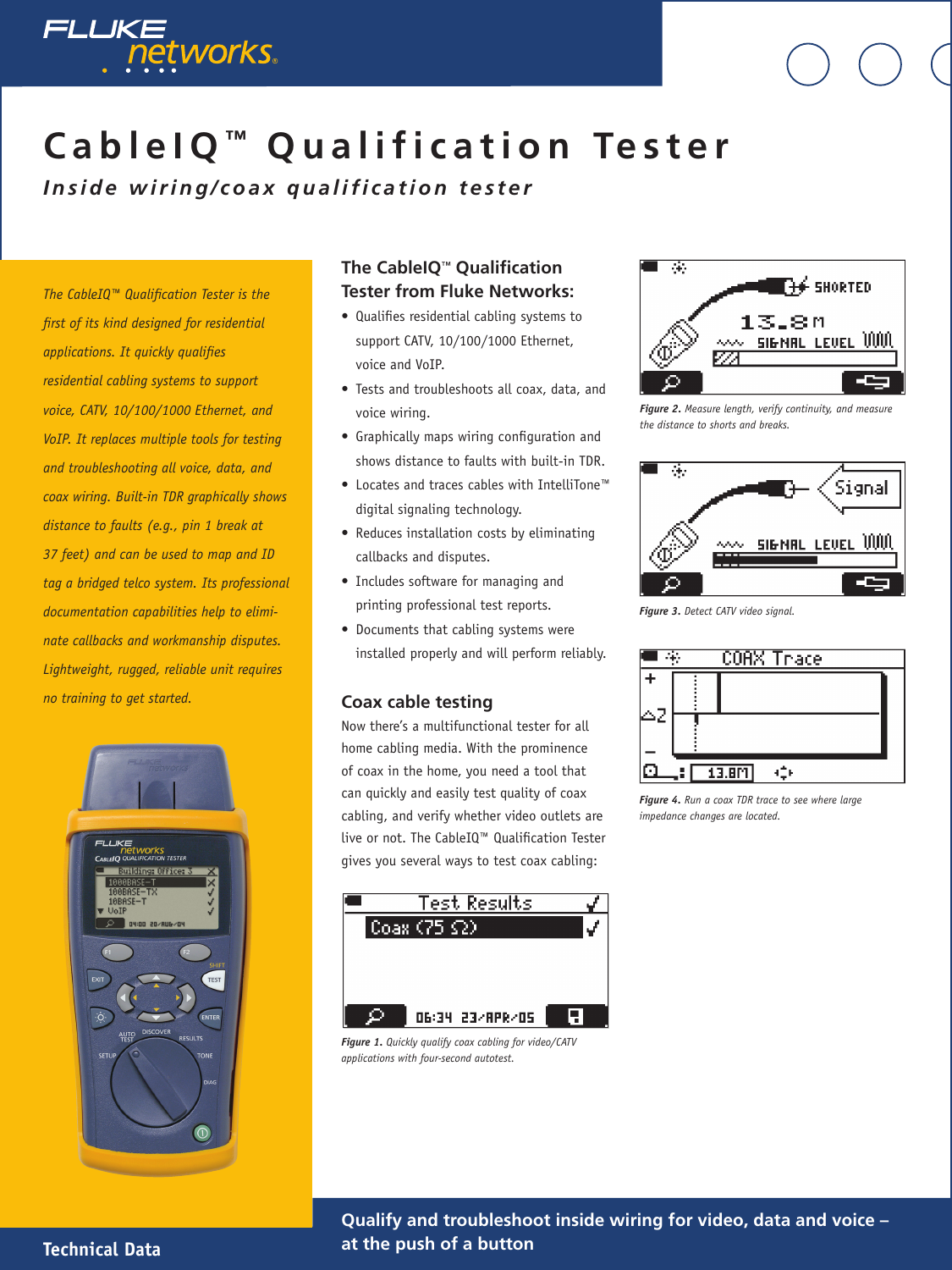# CableIQ™ Qualification Tester

***Inside wiring/coax qualification tester***

*The CableIQ™ Qualification Tester is the first of its kind designed for residential applications. It quickly qualifies residential cabling systems to support voice, CATV, 10/100/1000 Ethernet, and VoIP. It replaces multiple tools for testing and troubleshooting all voice, data, and coax wiring. Built-in TDR graphically shows distance to faults (e.g., pin 1 break at 37 feet) and can be used to map and ID tag a bridged telco system. Its professional documentation capabilities help to eliminate callbacks and workmanship disputes. Lightweight, rugged, reliable unit requires no training to get started.*

## The CableIQ™ Qualification Tester from Fluke Networks:

- Qualifies residential cabling systems to support CATV, 10/100/1000 Ethernet, voice and VoIP.
- Tests and troubleshoots all coax, data, and voice wiring.
- Graphically maps wiring configuration and shows distance to faults with built-in TDR.
- Locates and traces cables with IntelliTone™ digital signaling technology.
- Reduces installation costs by eliminating callbacks and disputes.
- Includes software for managing and printing professional test reports.
- Documents that cabling systems were installed properly and will perform reliably.

## Coax cable testing

Now there's a multifunctional tester for all home cabling media. With the prominence of coax in the home, you need a tool that can quickly and easily test quality of coax cabling, and verify whether video outlets are live or not. The CableIQ™ Qualification Tester gives you several ways to test coax cabling:

***Figure 1.*** *Quickly qualify coax cabling for video/CATV applications with four-second autotest.*

***Figure 2.*** *Measure length, verify continuity, and measure the distance to shorts and breaks.*

***Figure 3.*** *Detect CATV video signal.*

***Figure 4.*** *Run a coax TDR trace to see where large impedance changes are located.*

**Technical Data**

**Qualify and troubleshoot inside wiring for video, data and voice – at the push of a button**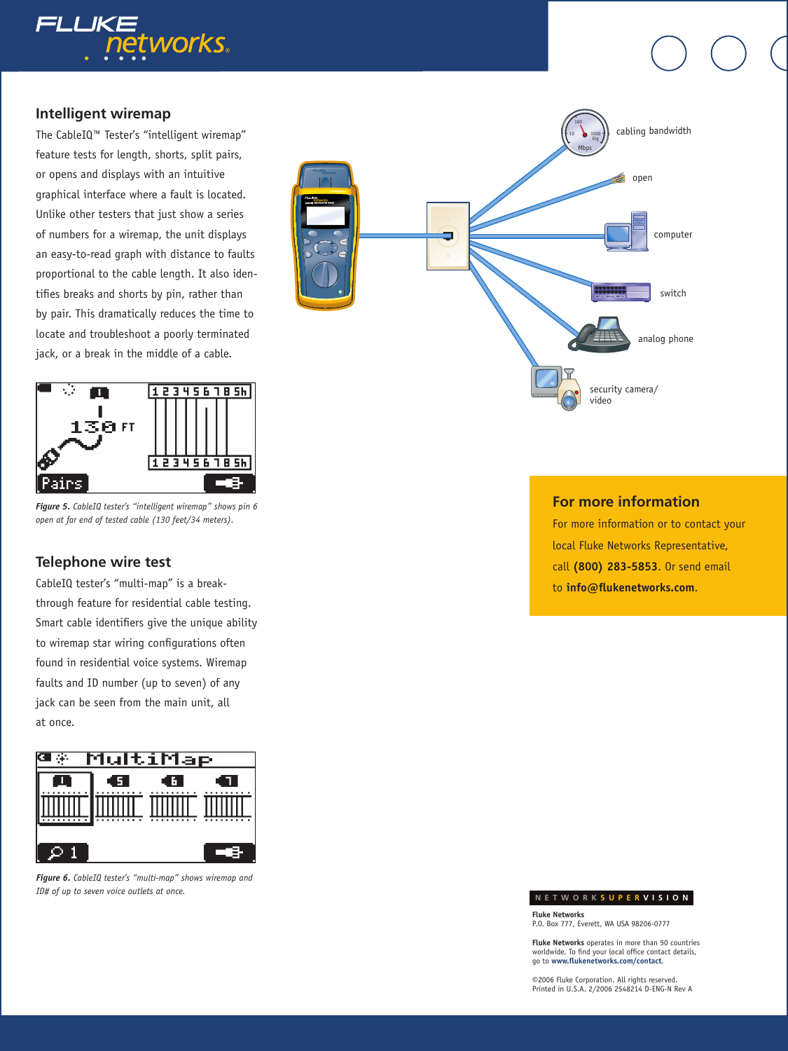## Intelligent wiremap

The CableIQ™ Tester's "intelligent wiremap" feature tests for length, shorts, split pairs, or opens and displays with an intuitive graphical interface where a fault is located. Unlike other testers that just show a series of numbers for a wiremap, the unit displays an easy-to-read graph with distance to faults proportional to the cable length. It also identifies breaks and shorts by pin, rather than by pair. This dramatically reduces the time to locate and troubleshoot a poorly terminated jack, or a break in the middle of a cable.

***Figure 5.*** *CableIQ tester's "intelligent wiremap" shows pin 6 open at far end of tested cable (130 feet/34 meters).*

## Telephone wire test

CableIQ tester's "multi-map" is a breakthrough feature for residential cable testing. Smart cable identifiers give the unique ability to wiremap star wiring configurations often found in residential voice systems. Wiremap faults and ID number (up to seven) of any jack can be seen from the main unit, all at once.

***Figure 6.*** *CableIQ tester's "multi-map" shows wiremap and ID# of up to seven voice outlets at once.*

cabling bandwidth

open

computer

switch

analog phone

security camera/ video

## For more information

For more information or to contact your local Fluke Networks Representative, call **(800) 283-5853**. Or send email to **info@flukenetworks.com**.

NETWORK SUPERVISION

**Fluke Networks**
P.O. Box 777, Everett, WA USA 98206-0777

**Fluke Networks** operates in more than 50 countries worldwide. To find your local office contact details, go to **www.flukenetworks.com/contact**.

©2006 Fluke Corporation. All rights reserved.
Printed in U.S.A. 2/2006 2548214 D-ENG-N Rev A